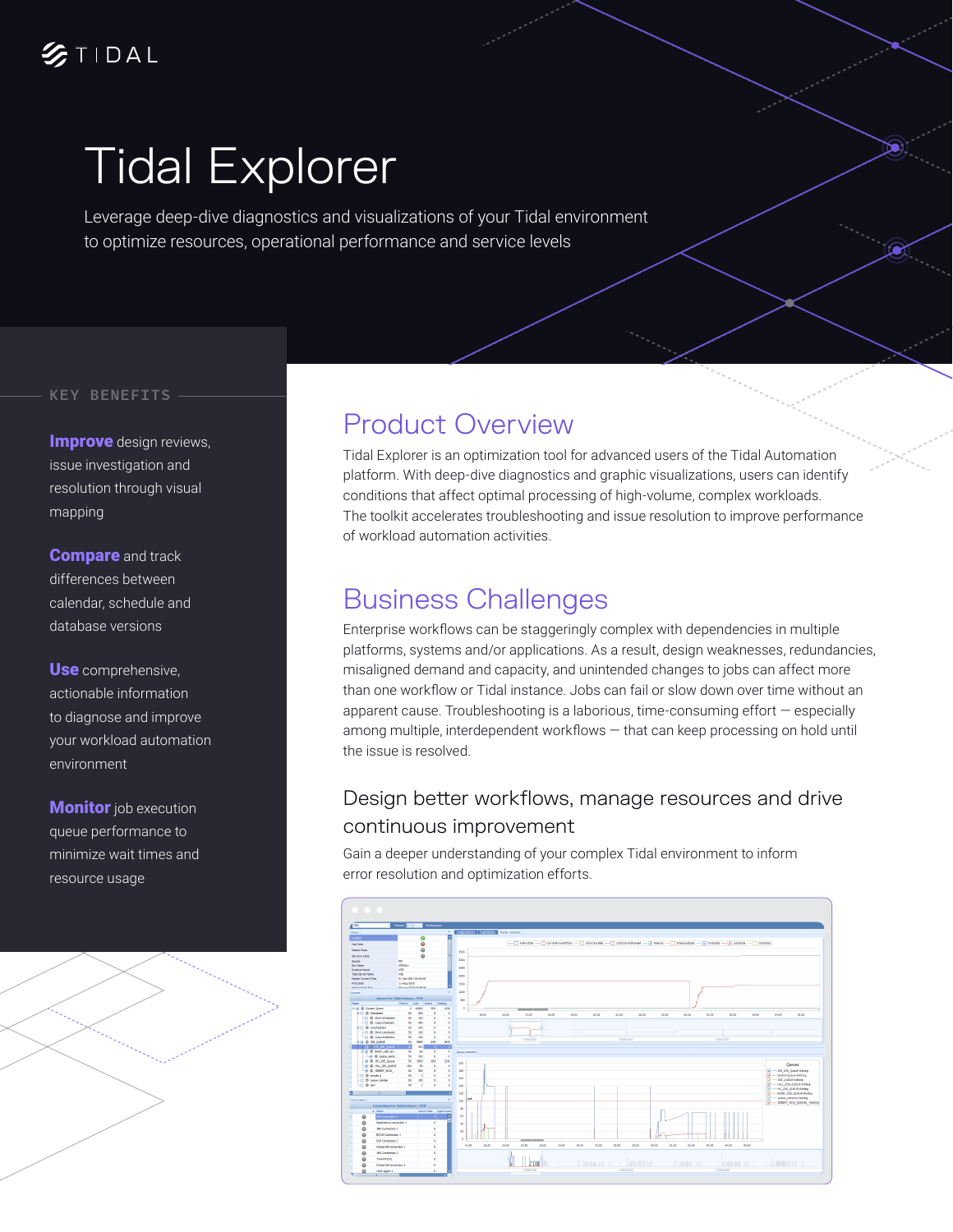TIDAL

# Tidal Explorer

Leverage deep-dive diagnostics and visualizations of your Tidal environment to optimize resources, operational performance and service levels

## KEY BENEFITS

**Improve** design reviews, issue investigation and resolution through visual mapping

**Compare** and track differences between calendar, schedule and database versions

**Use** comprehensive, actionable information to diagnose and improve your workload automation environment

**Monitor** job execution queue performance to minimize wait times and resource usage

## Product Overview

Tidal Explorer is an optimization tool for advanced users of the Tidal Automation platform. With deep-dive diagnostics and graphic visualizations, users can identify conditions that affect optimal processing of high-volume, complex workloads. The toolkit accelerates troubleshooting and issue resolution to improve performance of workload automation activities.

## Business Challenges

Enterprise workflows can be staggeringly complex with dependencies in multiple platforms, systems and/or applications. As a result, design weaknesses, redundancies, misaligned demand and capacity, and unintended changes to jobs can affect more than one workflow or Tidal instance. Jobs can fail or slow down over time without an apparent cause. Troubleshooting is a laborious, time-consuming effort — especially among multiple, interdependent workflows — that can keep processing on hold until the issue is resolved.

### Design better workflows, manage resources and drive continuous improvement

Gain a deeper understanding of your complex Tidal environment to inform error resolution and optimization efforts.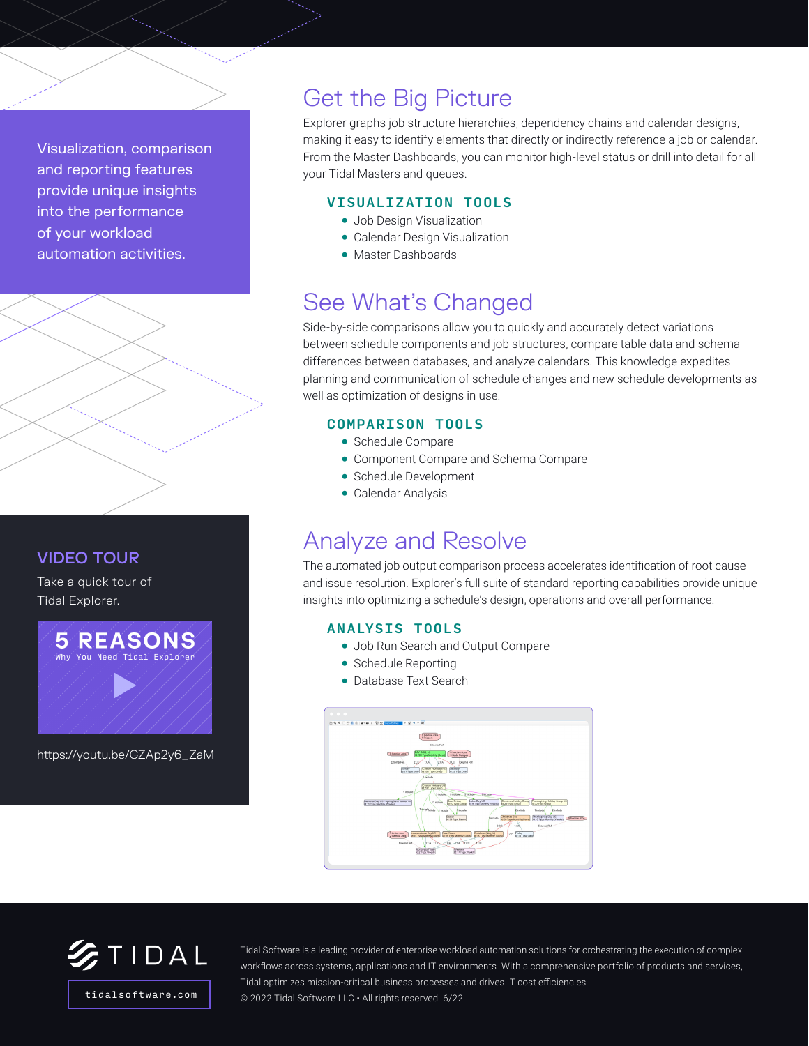Visualization, comparison and reporting features provide unique insights into the performance of your workload automation activities.

## Get the Big Picture

Explorer graphs job structure hierarchies, dependency chains and calendar designs, making it easy to identify elements that directly or indirectly reference a job or calendar. From the Master Dashboards, you can monitor high-level status or drill into detail for all your Tidal Masters and queues.

### VISUALIZATION TOOLS

- Job Design Visualization
- Calendar Design Visualization
- Master Dashboards

## See What's Changed

Side-by-side comparisons allow you to quickly and accurately detect variations between schedule components and job structures, compare table data and schema differences between databases, and analyze calendars. This knowledge expedites planning and communication of schedule changes and new schedule developments as well as optimization of designs in use.

### COMPARISON TOOLS

- Schedule Compare
- Component Compare and Schema Compare
- Schedule Development
- Calendar Analysis

## Analyze and Resolve

The automated job output comparison process accelerates identification of root cause and issue resolution. Explorer's full suite of standard reporting capabilities provide unique insights into optimizing a schedule's design, operations and overall performance.

### ANALYSIS TOOLS

- Job Run Search and Output Compare
- Schedule Reporting
- Database Text Search

### VIDEO TOUR

Take a quick tour of Tidal Explorer.

5 REASONS

Why You Need Tidal Explorer

https://youtu.be/GZAp2y6_ZaM

TIDAL

tidalsoftware.com

Tidal Software is a leading provider of enterprise workload automation solutions for orchestrating the execution of complex workflows across systems, applications and IT environments. With a comprehensive portfolio of products and services, Tidal optimizes mission-critical business processes and drives IT cost efficiencies.

© 2022 Tidal Software LLC • All rights reserved. 6/22